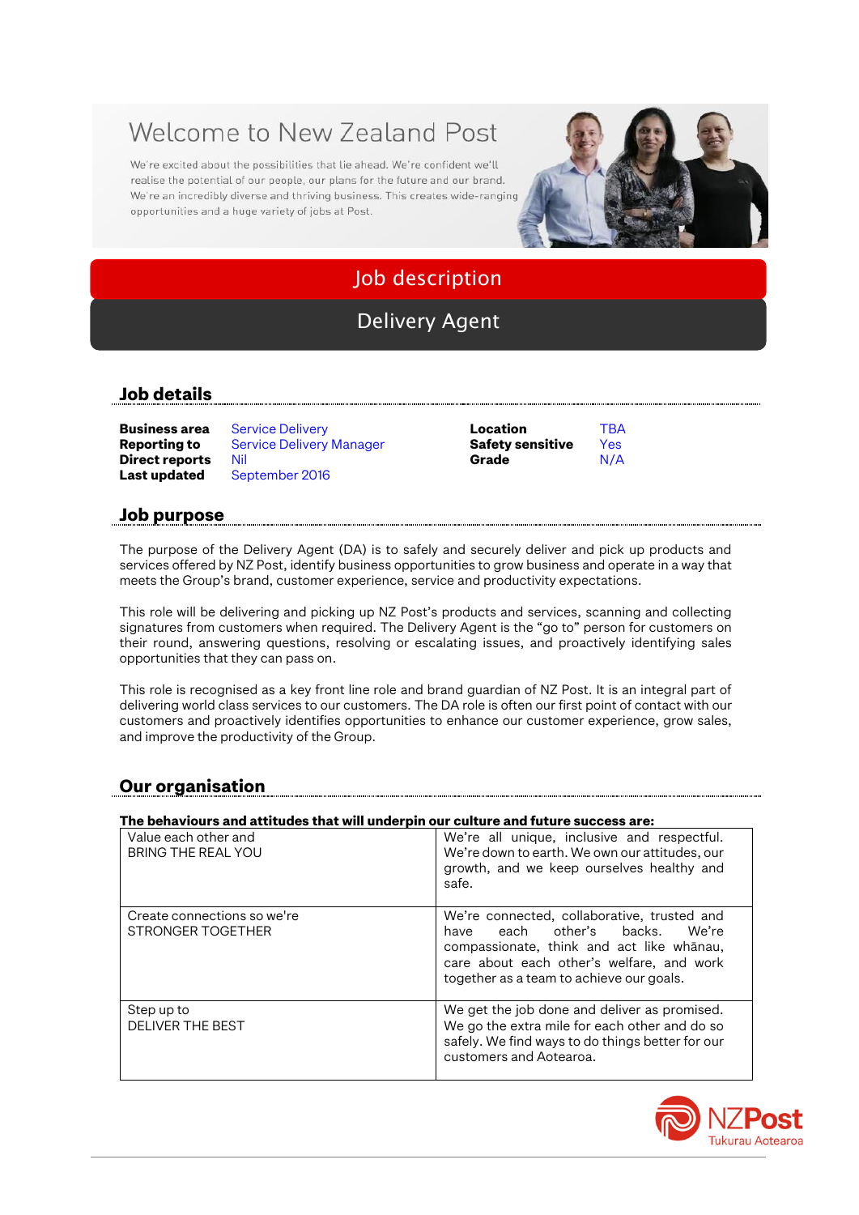# Welcome to New Zealand Post

We're excited about the possibilities that lie ahead. We're confident we'll realise the potential of our people, our plans for the future and our brand. We're an incredibly diverse and thriving business. This creates wide-ranging opportunities and a huge variety of jobs at Post.

# Job description

## Delivery Agent

## Job details

| | | | |
|---|---|---|---|
| **Business area** | Service Delivery | **Location** | TBA |
| **Reporting to** | Service Delivery Manager | **Safety sensitive** | Yes |
| **Direct reports** | Nil | **Grade** | N/A |
| **Last updated** | September 2016 | | |

## Job purpose

The purpose of the Delivery Agent (DA) is to safely and securely deliver and pick up products and services offered by NZ Post, identify business opportunities to grow business and operate in a way that meets the Group's brand, customer experience, service and productivity expectations.

This role will be delivering and picking up NZ Post's products and services, scanning and collecting signatures from customers when required. The Delivery Agent is the "go to" person for customers on their round, answering questions, resolving or escalating issues, and proactively identifying sales opportunities that they can pass on.

This role is recognised as a key front line role and brand guardian of NZ Post. It is an integral part of delivering world class services to our customers. The DA role is often our first point of contact with our customers and proactively identifies opportunities to enhance our customer experience, grow sales, and improve the productivity of the Group.

## Our organisation

**The behaviours and attitudes that will underpin our culture and future success are:**

| | |
|---|---|
| Value each other and BRING THE REAL YOU | We're all unique, inclusive and respectful. We're down to earth. We own our attitudes, our growth, and we keep ourselves healthy and safe. |
| Create connections so we're STRONGER TOGETHER | We're connected, collaborative, trusted and have each other's backs. We're compassionate, think and act like whānau, care about each other's welfare, and work together as a team to achieve our goals. |
| Step up to DELIVER THE BEST | We get the job done and deliver as promised. We go the extra mile for each other and do so safely. We find ways to do things better for our customers and Aotearoa. |

NZPost Tukurau Aotearoa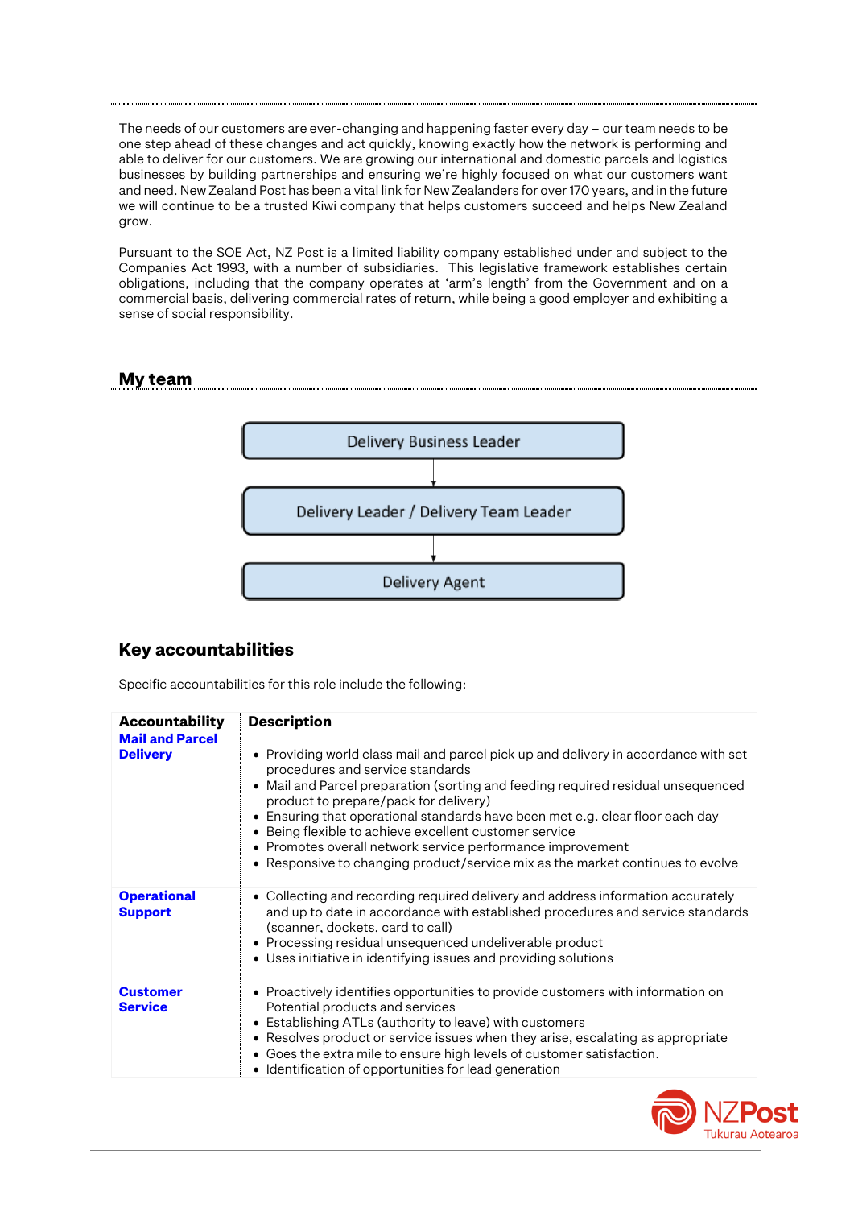The needs of our customers are ever-changing and happening faster every day – our team needs to be one step ahead of these changes and act quickly, knowing exactly how the network is performing and able to deliver for our customers. We are growing our international and domestic parcels and logistics businesses by building partnerships and ensuring we're highly focused on what our customers want and need. New Zealand Post has been a vital link for New Zealanders for over 170 years, and in the future we will continue to be a trusted Kiwi company that helps customers succeed and helps New Zealand grow.

Pursuant to the SOE Act, NZ Post is a limited liability company established under and subject to the Companies Act 1993, with a number of subsidiaries. This legislative framework establishes certain obligations, including that the company operates at 'arm's length' from the Government and on a commercial basis, delivering commercial rates of return, while being a good employer and exhibiting a sense of social responsibility.

## My team

Delivery Business Leader
↓
Delivery Leader / Delivery Team Leader
↓
Delivery Agent

## Key accountabilities

Specific accountabilities for this role include the following:

| Accountability | Description |
|---|---|
| **Mail and Parcel Delivery** | • Providing world class mail and parcel pick up and delivery in accordance with set procedures and service standards<br>• Mail and Parcel preparation (sorting and feeding required residual unsequenced product to prepare/pack for delivery)<br>• Ensuring that operational standards have been met e.g. clear floor each day<br>• Being flexible to achieve excellent customer service<br>• Promotes overall network service performance improvement<br>• Responsive to changing product/service mix as the market continues to evolve |
| **Operational Support** | • Collecting and recording required delivery and address information accurately and up to date in accordance with established procedures and service standards (scanner, dockets, card to call)<br>• Processing residual unsequenced undeliverable product<br>• Uses initiative in identifying issues and providing solutions |
| **Customer Service** | • Proactively identifies opportunities to provide customers with information on Potential products and services<br>• Establishing ATLs (authority to leave) with customers<br>• Resolves product or service issues when they arise, escalating as appropriate<br>• Goes the extra mile to ensure high levels of customer satisfaction.<br>• Identification of opportunities for lead generation |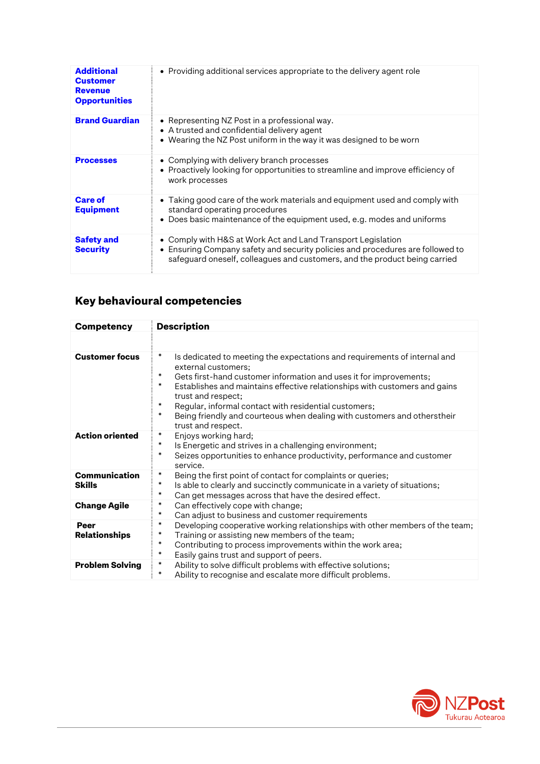| | |
|---|---|
| **Additional Customer Revenue Opportunities** | • Providing additional services appropriate to the delivery agent role |
| **Brand Guardian** | • Representing NZ Post in a professional way.<br>• A trusted and confidential delivery agent<br>• Wearing the NZ Post uniform in the way it was designed to be worn |
| **Processes** | • Complying with delivery branch processes<br>• Proactively looking for opportunities to streamline and improve efficiency of work processes |
| **Care of Equipment** | • Taking good care of the work materials and equipment used and comply with standard operating procedures<br>• Does basic maintenance of the equipment used, e.g. modes and uniforms |
| **Safety and Security** | • Comply with H&S at Work Act and Land Transport Legislation<br>• Ensuring Company safety and security policies and procedures are followed to safeguard oneself, colleagues and customers, and the product being carried |

## Key behavioural competencies

| Competency | Description |
|---|---|
| **Customer focus** | * Is dedicated to meeting the expectations and requirements of internal and external customers;<br>* Gets first-hand customer information and uses it for improvements;<br>* Establishes and maintains effective relationships with customers and gains trust and respect;<br>* Regular, informal contact with residential customers;<br>* Being friendly and courteous when dealing with customers and otherstheir trust and respect. |
| **Action oriented** | * Enjoys working hard;<br>* Is Energetic and strives in a challenging environment;<br>* Seizes opportunities to enhance productivity, performance and customer service. |
| **Communication Skills** | * Being the first point of contact for complaints or queries;<br>* Is able to clearly and succinctly communicate in a variety of situations;<br>* Can get messages across that have the desired effect. |
| **Change Agile** | * Can effectively cope with change;<br>* Can adjust to business and customer requirements |
| **Peer Relationships** | * Developing cooperative working relationships with other members of the team;<br>* Training or assisting new members of the team;<br>* Contributing to process improvements within the work area;<br>* Easily gains trust and support of peers. |
| **Problem Solving** | * Ability to solve difficult problems with effective solutions;<br>* Ability to recognise and escalate more difficult problems. |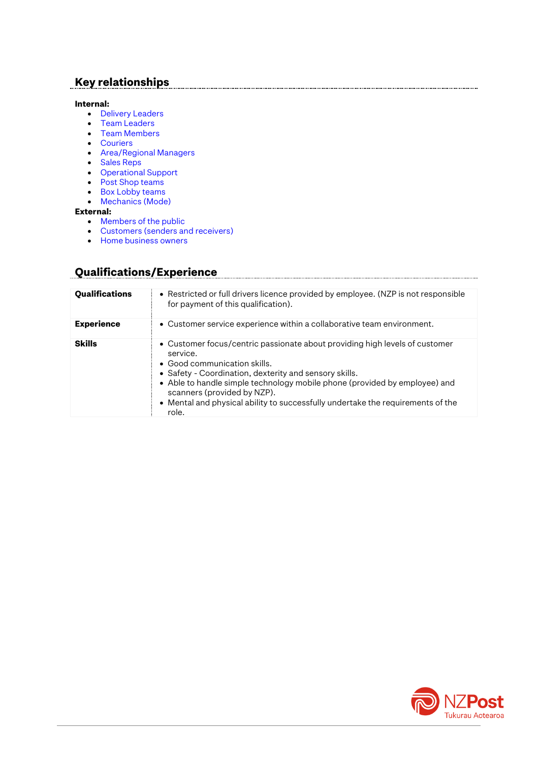## Key relationships

**Internal:**

- Delivery Leaders
- Team Leaders
- Team Members
- Couriers
- Area/Regional Managers
- Sales Reps
- Operational Support
- Post Shop teams
- Box Lobby teams
- Mechanics (Mode)

**External:**

- Members of the public
- Customers (senders and receivers)
- Home business owners

## Qualifications/Experience

| | |
|---|---|
| **Qualifications** | • Restricted or full drivers licence provided by employee. (NZP is not responsible for payment of this qualification). |
| **Experience** | • Customer service experience within a collaborative team environment. |
| **Skills** | • Customer focus/centric passionate about providing high levels of customer service.<br>• Good communication skills.<br>• Safety - Coordination, dexterity and sensory skills.<br>• Able to handle simple technology mobile phone (provided by employee) and scanners (provided by NZP).<br>• Mental and physical ability to successfully undertake the requirements of the role. |